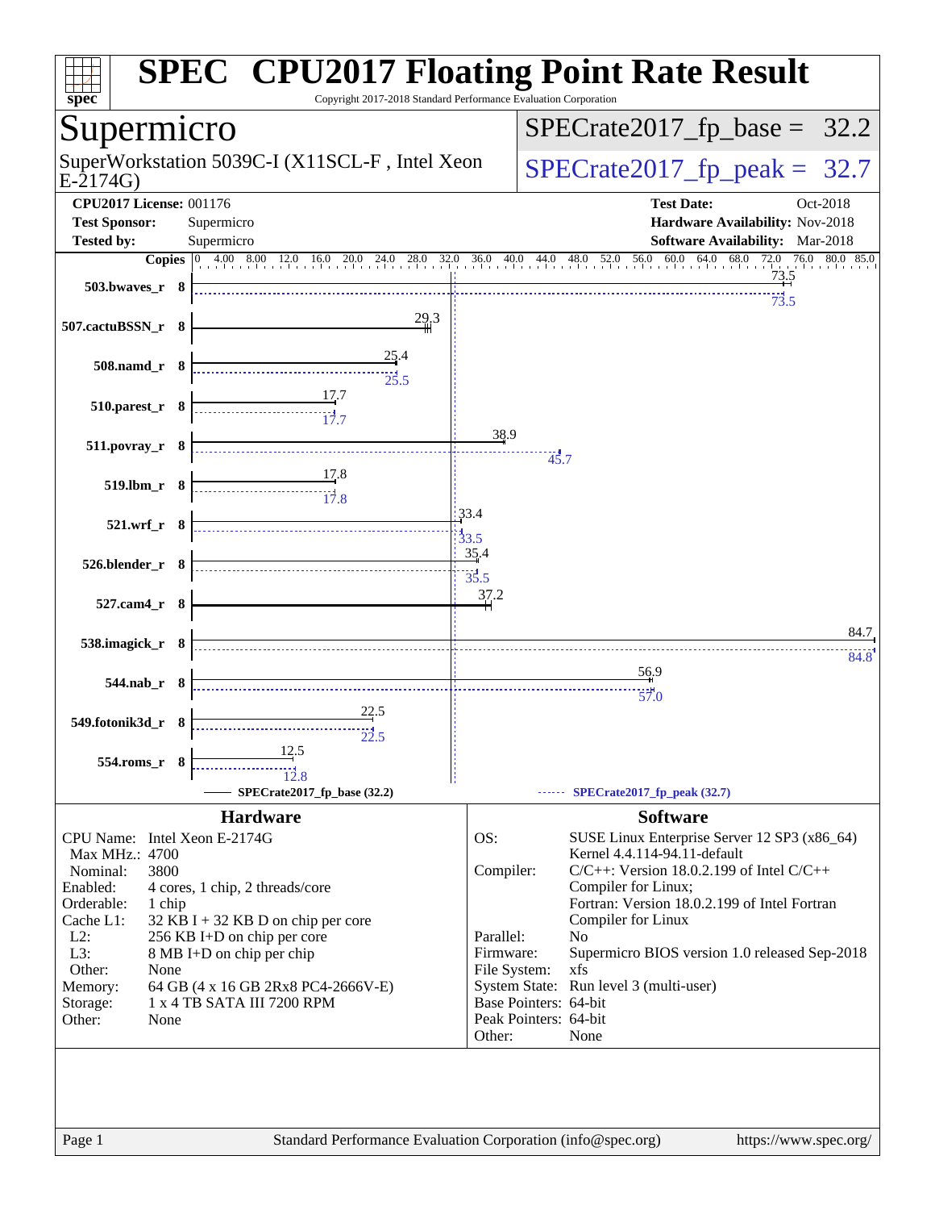# SPEC CPU2017 Floating Point Rate Result

Copyright 2017-2018 Standard Performance Evaluation Corporation

## Supermicro

SuperWorkstation 5039C-I (X11SCL-F , Intel Xeon E-2174G)

SPECrate2017_fp_base = 32.2

SPECrate2017_fp_peak = 32.7

**CPU2017 License:** 001176
**Test Sponsor:** Supermicro
**Tested by:** Supermicro

**Test Date:** Oct-2018
**Hardware Availability:** Nov-2018
**Software Availability:** Mar-2018

| Benchmark | Copies | Base | Peak |
|---|---|---|---|
| 503.bwaves_r | 8 | 73.5 | 73.5 |
| 507.cactuBSSN_r | 8 | 29.3 | |
| 508.namd_r | 8 | 25.4 | 25.5 |
| 510.parest_r | 8 | 17.7 | 17.7 |
| 511.povray_r | 8 | 38.9 | 45.7 |
| 519.lbm_r | 8 | 17.8 | 17.8 |
| 521.wrf_r | 8 | 33.4 | 33.5 |
| 526.blender_r | 8 | 35.4 | 35.5 |
| 527.cam4_r | 8 | 37.2 | |
| 538.imagick_r | 8 | 84.7 | 84.8 |
| 544.nab_r | 8 | 56.9 | 57.0 |
| 549.fotonik3d_r | 8 | 22.5 | 22.5 |
| 554.roms_r | 8 | 12.5 | 12.8 |

SPECrate2017_fp_base (32.2) — SPECrate2017_fp_peak (32.7)

## Hardware

| | |
|---|---|
| CPU Name: | Intel Xeon E-2174G |
| Max MHz.: | 4700 |
| Nominal: | 3800 |
| Enabled: | 4 cores, 1 chip, 2 threads/core |
| Orderable: | 1 chip |
| Cache L1: | 32 KB I + 32 KB D on chip per core |
| L2: | 256 KB I+D on chip per core |
| L3: | 8 MB I+D on chip per chip |
| Other: | None |
| Memory: | 64 GB (4 x 16 GB 2Rx8 PC4-2666V-E) |
| Storage: | 1 x 4 TB SATA III 7200 RPM |
| Other: | None |

## Software

| | |
|---|---|
| OS: | SUSE Linux Enterprise Server 12 SP3 (x86_64) Kernel 4.4.114-94.11-default |
| Compiler: | C/C++: Version 18.0.2.199 of Intel C/C++ Compiler for Linux; Fortran: Version 18.0.2.199 of Intel Fortran Compiler for Linux |
| Parallel: | No |
| Firmware: | Supermicro BIOS version 1.0 released Sep-2018 |
| File System: | xfs |
| System State: | Run level 3 (multi-user) |
| Base Pointers: | 64-bit |
| Peak Pointers: | 64-bit |
| Other: | None |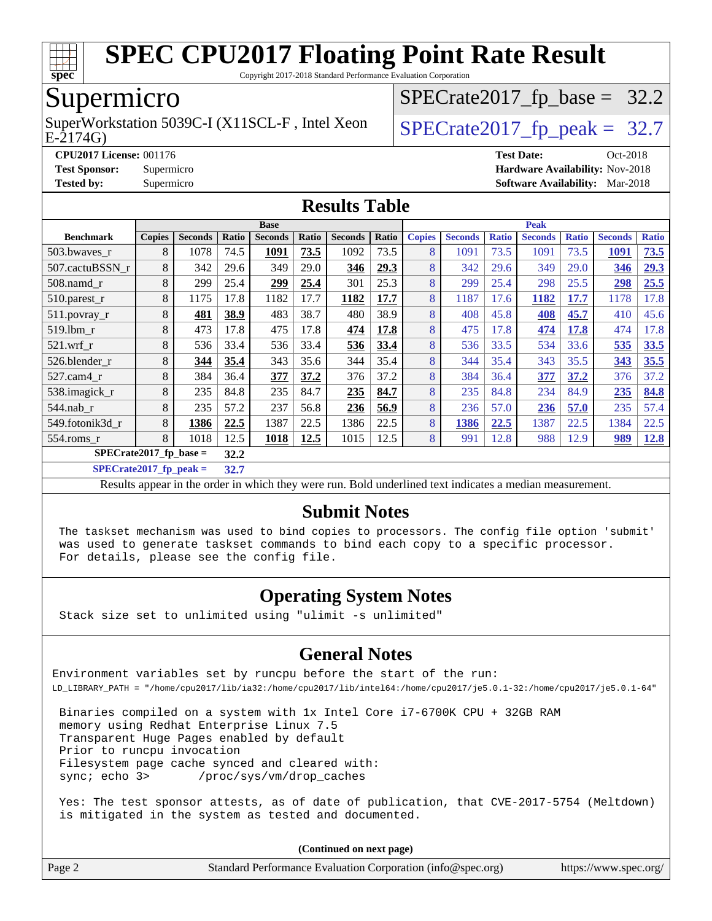# SPEC CPU2017 Floating Point Rate Result

Copyright 2017-2018 Standard Performance Evaluation Corporation

## Supermicro

SuperWorkstation 5039C-I (X11SCL-F , Intel Xeon E-2174G)

SPECrate2017_fp_base = 32.2

SPECrate2017_fp_peak = 32.7

**CPU2017 License:** 001176
**Test Sponsor:** Supermicro
**Tested by:** Supermicro

**Test Date:** Oct-2018
**Hardware Availability:** Nov-2018
**Software Availability:** Mar-2018

## Results Table

| Benchmark | Base | | | | | | | Peak | | | | | | |
|---|---|---|---|---|---|---|---|---|---|---|---|---|---|---|
| | Copies | Seconds | Ratio | Seconds | Ratio | Seconds | Ratio | Copies | Seconds | Ratio | Seconds | Ratio | Seconds | Ratio |
| 503.bwaves_r | 8 | 1078 | 74.5 | **1091** | **73.5** | 1092 | 73.5 | 8 | 1091 | 73.5 | 1091 | 73.5 | **1091** | **73.5** |
| 507.cactuBSSN_r | 8 | 342 | 29.6 | 349 | 29.0 | **346** | **29.3** | 8 | 342 | 29.6 | 349 | 29.0 | **346** | **29.3** |
| 508.namd_r | 8 | 299 | 25.4 | **299** | **25.4** | 301 | 25.3 | 8 | 299 | 25.4 | 298 | 25.5 | **298** | **25.5** |
| 510.parest_r | 8 | 1175 | 17.8 | 1182 | 17.7 | **1182** | **17.7** | 8 | 1187 | 17.6 | **1182** | **17.7** | 1178 | 17.8 |
| 511.povray_r | 8 | **481** | **38.9** | 483 | 38.7 | 480 | 38.9 | 8 | 408 | 45.8 | **408** | **45.7** | 410 | 45.6 |
| 519.lbm_r | 8 | 473 | 17.8 | 475 | 17.8 | **474** | **17.8** | 8 | 475 | 17.8 | **474** | **17.8** | 474 | 17.8 |
| 521.wrf_r | 8 | 536 | 33.4 | 536 | 33.4 | **536** | **33.4** | 8 | 536 | 33.5 | 534 | 33.6 | **535** | **33.5** |
| 526.blender_r | 8 | **344** | **35.4** | 343 | 35.6 | 344 | 35.4 | 8 | 344 | 35.4 | 343 | 35.5 | **343** | **35.5** |
| 527.cam4_r | 8 | 384 | 36.4 | **377** | **37.2** | 376 | 37.2 | 8 | 384 | 36.4 | **377** | **37.2** | 376 | 37.2 |
| 538.imagick_r | 8 | 235 | 84.8 | 235 | 84.7 | **235** | **84.7** | 8 | 235 | 84.8 | 234 | 84.9 | **235** | **84.8** |
| 544.nab_r | 8 | 235 | 57.2 | 237 | 56.8 | **236** | **56.9** | 8 | 236 | 57.0 | **236** | **57.0** | 235 | 57.4 |
| 549.fotonik3d_r | 8 | **1386** | **22.5** | 1387 | 22.5 | 1386 | 22.5 | 8 | **1386** | **22.5** | 1387 | 22.5 | 1384 | 22.5 |
| 554.roms_r | 8 | 1018 | 12.5 | **1018** | **12.5** | 1015 | 12.5 | 8 | 991 | 12.8 | 988 | 12.9 | **989** | **12.8** |

**SPECrate2017_fp_base = 32.2**

**SPECrate2017_fp_peak = 32.7**

Results appear in the order in which they were run. Bold underlined text indicates a median measurement.

## Submit Notes

```
The taskset mechanism was used to bind copies to processors. The config file option 'submit'
was used to generate taskset commands to bind each copy to a specific processor.
For details, please see the config file.
```

## Operating System Notes

```
Stack size set to unlimited using "ulimit -s unlimited"
```

## General Notes

```
Environment variables set by runcpu before the start of the run:
LD_LIBRARY_PATH = "/home/cpu2017/lib/ia32:/home/cpu2017/lib/intel64:/home/cpu2017/je5.0.1-32:/home/cpu2017/je5.0.1-64"

 Binaries compiled on a system with 1x Intel Core i7-6700K CPU + 32GB RAM
 memory using Redhat Enterprise Linux 7.5
 Transparent Huge Pages enabled by default
 Prior to runcpu invocation
 Filesystem page cache synced and cleared with:
 sync; echo 3>       /proc/sys/vm/drop_caches

 Yes: The test sponsor attests, as of date of publication, that CVE-2017-5754 (Meltdown)
 is mitigated in the system as tested and documented.
```

**(Continued on next page)**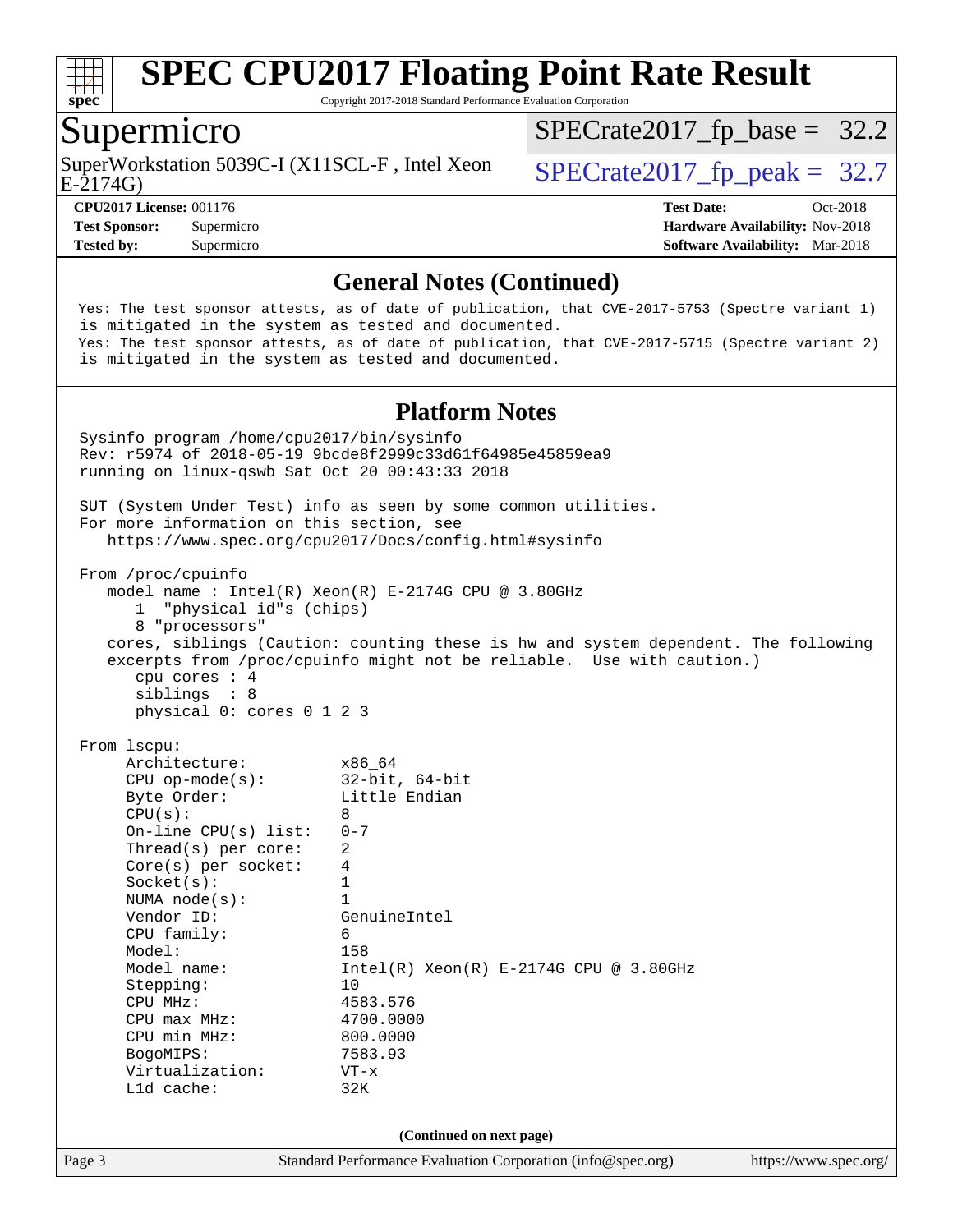# SPEC CPU2017 Floating Point Rate Result

Copyright 2017-2018 Standard Performance Evaluation Corporation

## Supermicro

SuperWorkstation 5039C-I (X11SCL-F , Intel Xeon E-2174G)

SPECrate2017_fp_base = 32.2

SPECrate2017_fp_peak = 32.7

**CPU2017 License:** 001176
**Test Sponsor:** Supermicro
**Tested by:** Supermicro

**Test Date:** Oct-2018
**Hardware Availability:** Nov-2018
**Software Availability:** Mar-2018

### General Notes (Continued)

```
Yes: The test sponsor attests, as of date of publication, that CVE-2017-5753 (Spectre variant 1)
is mitigated in the system as tested and documented.
Yes: The test sponsor attests, as of date of publication, that CVE-2017-5715 (Spectre variant 2)
is mitigated in the system as tested and documented.
```

### Platform Notes

```
Sysinfo program /home/cpu2017/bin/sysinfo
Rev: r5974 of 2018-05-19 9bcde8f2999c33d61f64985e45859ea9
running on linux-qswb Sat Oct 20 00:43:33 2018

SUT (System Under Test) info as seen by some common utilities.
For more information on this section, see
   https://www.spec.org/cpu2017/Docs/config.html#sysinfo

From /proc/cpuinfo
   model name : Intel(R) Xeon(R) E-2174G CPU @ 3.80GHz
      1  "physical id"s (chips)
      8 "processors"
   cores, siblings (Caution: counting these is hw and system dependent. The following
   excerpts from /proc/cpuinfo might not be reliable.  Use with caution.)
      cpu cores : 4
      siblings  : 8
      physical 0: cores 0 1 2 3

From lscpu:
     Architecture:          x86_64
     CPU op-mode(s):        32-bit, 64-bit
     Byte Order:            Little Endian
     CPU(s):                8
     On-line CPU(s) list:   0-7
     Thread(s) per core:    2
     Core(s) per socket:    4
     Socket(s):             1
     NUMA node(s):          1
     Vendor ID:             GenuineIntel
     CPU family:            6
     Model:                 158
     Model name:            Intel(R) Xeon(R) E-2174G CPU @ 3.80GHz
     Stepping:              10
     CPU MHz:               4583.576
     CPU max MHz:           4700.0000
     CPU min MHz:           800.0000
     BogoMIPS:              7583.93
     Virtualization:        VT-x
     L1d cache:             32K
```

(Continued on next page)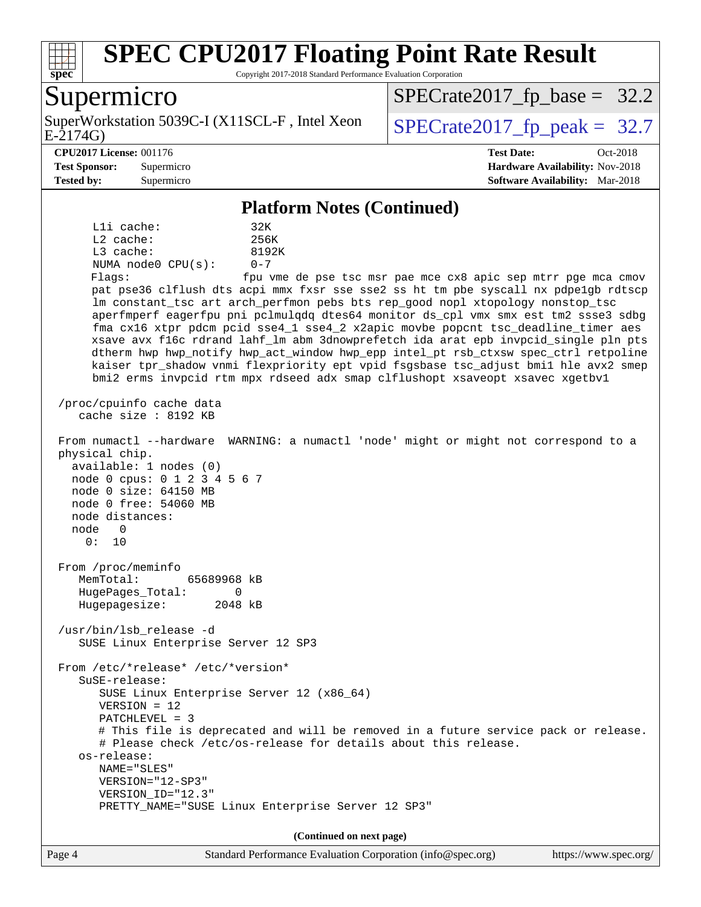## Platform Notes (Continued)

```
     L1i cache:             32K
     L2 cache:              256K
     L3 cache:              8192K
     NUMA node0 CPU(s):     0-7
     Flags:                 fpu vme de pse tsc msr pae mce cx8 apic sep mtrr pge mca cmov
     pat pse36 clflush dts acpi mmx fxsr sse sse2 ss ht tm pbe syscall nx pdpe1gb rdtscp
     lm constant_tsc art arch_perfmon pebs bts rep_good nopl xtopology nonstop_tsc
     aperfmperf eagerfpu pni pclmulqdq dtes64 monitor ds_cpl vmx smx est tm2 ssse3 sdbg
     fma cx16 xtpr pdcm pcid sse4_1 sse4_2 x2apic movbe popcnt tsc_deadline_timer aes
     xsave avx f16c rdrand lahf_lm abm 3dnowprefetch ida arat epb invpcid_single pln pts
     dtherm hwp hwp_notify hwp_act_window hwp_epp intel_pt rsb_ctxsw spec_ctrl retpoline
     kaiser tpr_shadow vnmi flexpriority ept vpid fsgsbase tsc_adjust bmi1 hle avx2 smep
     bmi2 erms invpcid rtm mpx rdseed adx smap clflushopt xsaveopt xsavec xgetbv1

 /proc/cpuinfo cache data
    cache size : 8192 KB

 From numactl --hardware  WARNING: a numactl 'node' might or might not correspond to a
 physical chip.
   available: 1 nodes (0)
   node 0 cpus: 0 1 2 3 4 5 6 7
   node 0 size: 64150 MB
   node 0 free: 54060 MB
   node distances:
   node   0
     0:  10

 From /proc/meminfo
    MemTotal:       65689968 kB
    HugePages_Total:       0
    Hugepagesize:       2048 kB

 /usr/bin/lsb_release -d
    SUSE Linux Enterprise Server 12 SP3

 From /etc/*release* /etc/*version*
    SuSE-release:
       SUSE Linux Enterprise Server 12 (x86_64)
       VERSION = 12
       PATCHLEVEL = 3
       # This file is deprecated and will be removed in a future service pack or release.
       # Please check /etc/os-release for details about this release.
    os-release:
       NAME="SLES"
       VERSION="12-SP3"
       VERSION_ID="12.3"
       PRETTY_NAME="SUSE Linux Enterprise Server 12 SP3"
```

**(Continued on next page)**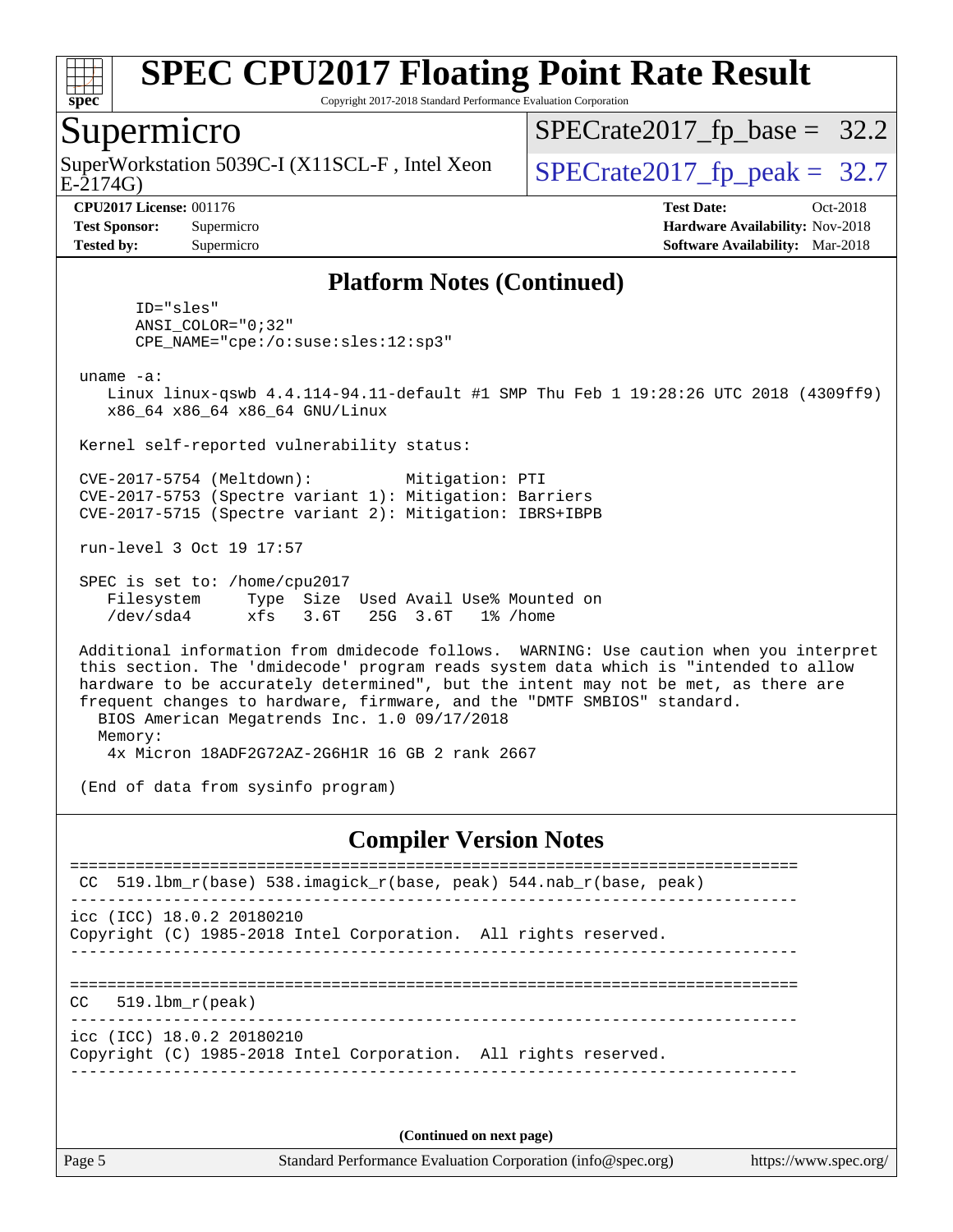## Platform Notes (Continued)

```
      ID="sles"
      ANSI_COLOR="0;32"
      CPE_NAME="cpe:/o:suse:sles:12:sp3"

 uname -a:
    Linux linux-qswb 4.4.114-94.11-default #1 SMP Thu Feb 1 19:28:26 UTC 2018 (4309ff9)
    x86_64 x86_64 x86_64 GNU/Linux

 Kernel self-reported vulnerability status:

 CVE-2017-5754 (Meltdown):          Mitigation: PTI
 CVE-2017-5753 (Spectre variant 1): Mitigation: Barriers
 CVE-2017-5715 (Spectre variant 2): Mitigation: IBRS+IBPB

 run-level 3 Oct 19 17:57

 SPEC is set to: /home/cpu2017
    Filesystem     Type  Size  Used Avail Use% Mounted on
    /dev/sda4      xfs   3.6T   25G  3.6T   1% /home

 Additional information from dmidecode follows.  WARNING: Use caution when you interpret
 this section. The 'dmidecode' program reads system data which is "intended to allow
 hardware to be accurately determined", but the intent may not be met, as there are
 frequent changes to hardware, firmware, and the "DMTF SMBIOS" standard.
   BIOS American Megatrends Inc. 1.0 09/17/2018
   Memory:
    4x Micron 18ADF2G72AZ-2G6H1R 16 GB 2 rank 2667

 (End of data from sysinfo program)
```

## Compiler Version Notes

```
==============================================================================
 CC  519.lbm_r(base) 538.imagick_r(base, peak) 544.nab_r(base, peak)
------------------------------------------------------------------------------
icc (ICC) 18.0.2 20180210
Copyright (C) 1985-2018 Intel Corporation.  All rights reserved.
------------------------------------------------------------------------------

==============================================================================
CC   519.lbm_r(peak)
------------------------------------------------------------------------------
icc (ICC) 18.0.2 20180210
Copyright (C) 1985-2018 Intel Corporation.  All rights reserved.
------------------------------------------------------------------------------
```

(Continued on next page)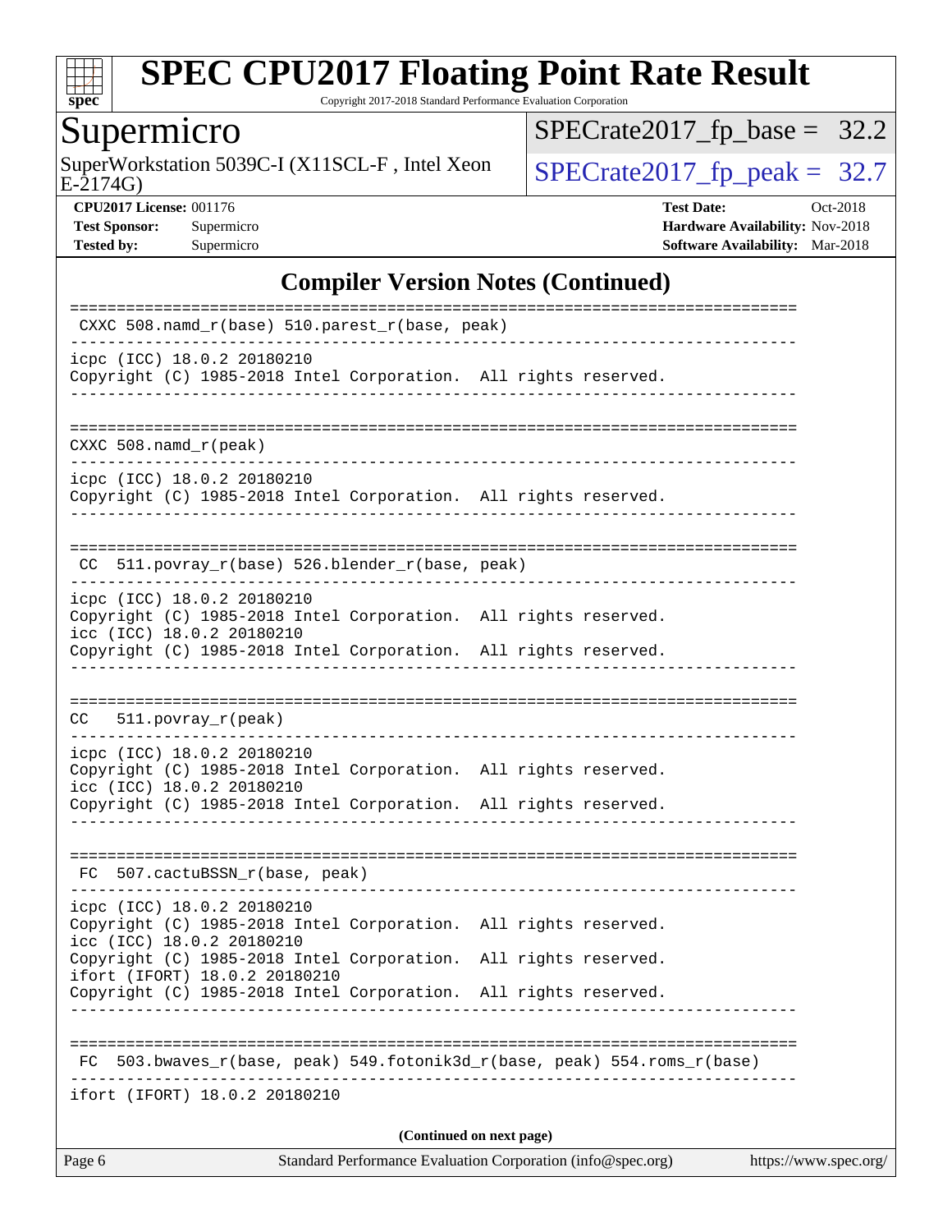## Compiler Version Notes (Continued)

```
==============================================================================
 CXXC 508.namd_r(base) 510.parest_r(base, peak)
------------------------------------------------------------------------------
icpc (ICC) 18.0.2 20180210
Copyright (C) 1985-2018 Intel Corporation.  All rights reserved.
------------------------------------------------------------------------------

==============================================================================
 CXXC 508.namd_r(peak)
------------------------------------------------------------------------------
icpc (ICC) 18.0.2 20180210
Copyright (C) 1985-2018 Intel Corporation.  All rights reserved.
------------------------------------------------------------------------------

==============================================================================
 CC  511.povray_r(base) 526.blender_r(base, peak)
------------------------------------------------------------------------------
icpc (ICC) 18.0.2 20180210
Copyright (C) 1985-2018 Intel Corporation.  All rights reserved.
icc (ICC) 18.0.2 20180210
Copyright (C) 1985-2018 Intel Corporation.  All rights reserved.
------------------------------------------------------------------------------

==============================================================================
 CC   511.povray_r(peak)
------------------------------------------------------------------------------
icpc (ICC) 18.0.2 20180210
Copyright (C) 1985-2018 Intel Corporation.  All rights reserved.
icc (ICC) 18.0.2 20180210
Copyright (C) 1985-2018 Intel Corporation.  All rights reserved.
------------------------------------------------------------------------------

==============================================================================
 FC  507.cactuBSSN_r(base, peak)
------------------------------------------------------------------------------
icpc (ICC) 18.0.2 20180210
Copyright (C) 1985-2018 Intel Corporation.  All rights reserved.
icc (ICC) 18.0.2 20180210
Copyright (C) 1985-2018 Intel Corporation.  All rights reserved.
ifort (IFORT) 18.0.2 20180210
Copyright (C) 1985-2018 Intel Corporation.  All rights reserved.
------------------------------------------------------------------------------

==============================================================================
 FC  503.bwaves_r(base, peak) 549.fotonik3d_r(base, peak) 554.roms_r(base)
------------------------------------------------------------------------------
ifort (IFORT) 18.0.2 20180210
```

(Continued on next page)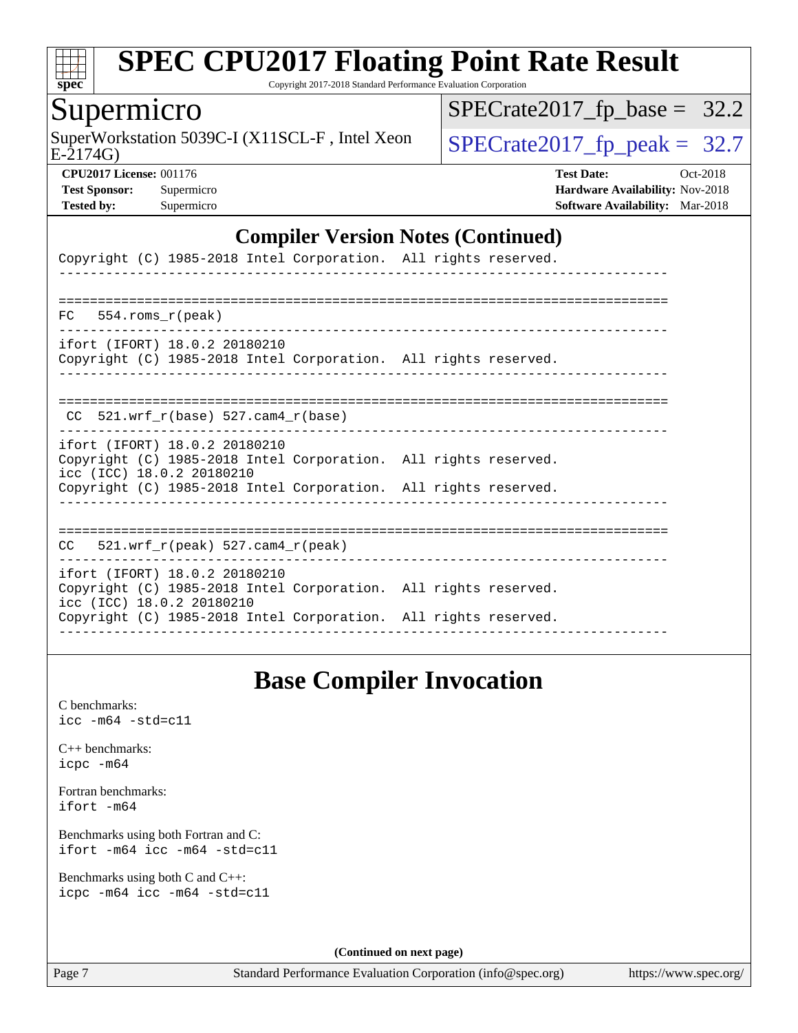## Compiler Version Notes (Continued)

```
Copyright (C) 1985-2018 Intel Corporation.  All rights reserved.
------------------------------------------------------------------------------

==============================================================================
FC   554.roms_r(peak)
------------------------------------------------------------------------------
ifort (IFORT) 18.0.2 20180210
Copyright (C) 1985-2018 Intel Corporation.  All rights reserved.
------------------------------------------------------------------------------

==============================================================================
 CC  521.wrf_r(base) 527.cam4_r(base)
------------------------------------------------------------------------------
ifort (IFORT) 18.0.2 20180210
Copyright (C) 1985-2018 Intel Corporation.  All rights reserved.
icc (ICC) 18.0.2 20180210
Copyright (C) 1985-2018 Intel Corporation.  All rights reserved.
------------------------------------------------------------------------------

==============================================================================
CC   521.wrf_r(peak) 527.cam4_r(peak)
------------------------------------------------------------------------------
ifort (IFORT) 18.0.2 20180210
Copyright (C) 1985-2018 Intel Corporation.  All rights reserved.
icc (ICC) 18.0.2 20180210
Copyright (C) 1985-2018 Intel Corporation.  All rights reserved.
------------------------------------------------------------------------------
```

## Base Compiler Invocation

C benchmarks:
`icc -m64 -std=c11`

C++ benchmarks:
`icpc -m64`

Fortran benchmarks:
`ifort -m64`

Benchmarks using both Fortran and C:
`ifort -m64 icc -m64 -std=c11`

Benchmarks using both C and C++:
`icpc -m64 icc -m64 -std=c11`

**(Continued on next page)**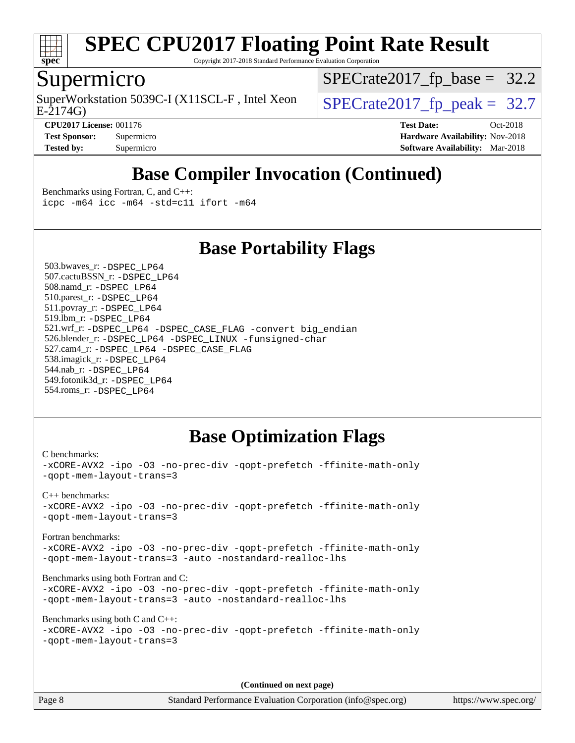# SPEC CPU2017 Floating Point Rate Result

Copyright 2017-2018 Standard Performance Evaluation Corporation

## Supermicro

SuperWorkstation 5039C-I (X11SCL-F , Intel Xeon E-2174G)

SPECrate2017_fp_base = 32.2

SPECrate2017_fp_peak = 32.7

**CPU2017 License:** 001176
**Test Sponsor:** Supermicro
**Tested by:** Supermicro

**Test Date:** Oct-2018
**Hardware Availability:** Nov-2018
**Software Availability:** Mar-2018

## Base Compiler Invocation (Continued)

Benchmarks using Fortran, C, and C++:
```
icpc -m64 icc -m64 -std=c11 ifort -m64
```

## Base Portability Flags

503.bwaves_r: `-DSPEC_LP64`
507.cactuBSSN_r: `-DSPEC_LP64`
508.namd_r: `-DSPEC_LP64`
510.parest_r: `-DSPEC_LP64`
511.povray_r: `-DSPEC_LP64`
519.lbm_r: `-DSPEC_LP64`
521.wrf_r: `-DSPEC_LP64 -DSPEC_CASE_FLAG -convert big_endian`
526.blender_r: `-DSPEC_LP64 -DSPEC_LINUX -funsigned-char`
527.cam4_r: `-DSPEC_LP64 -DSPEC_CASE_FLAG`
538.imagick_r: `-DSPEC_LP64`
544.nab_r: `-DSPEC_LP64`
549.fotonik3d_r: `-DSPEC_LP64`
554.roms_r: `-DSPEC_LP64`

## Base Optimization Flags

C benchmarks:
```
-xCORE-AVX2 -ipo -O3 -no-prec-div -qopt-prefetch -ffinite-math-only
-qopt-mem-layout-trans=3
```

C++ benchmarks:
```
-xCORE-AVX2 -ipo -O3 -no-prec-div -qopt-prefetch -ffinite-math-only
-qopt-mem-layout-trans=3
```

Fortran benchmarks:
```
-xCORE-AVX2 -ipo -O3 -no-prec-div -qopt-prefetch -ffinite-math-only
-qopt-mem-layout-trans=3 -auto -nostandard-realloc-lhs
```

Benchmarks using both Fortran and C:
```
-xCORE-AVX2 -ipo -O3 -no-prec-div -qopt-prefetch -ffinite-math-only
-qopt-mem-layout-trans=3 -auto -nostandard-realloc-lhs
```

Benchmarks using both C and C++:
```
-xCORE-AVX2 -ipo -O3 -no-prec-div -qopt-prefetch -ffinite-math-only
-qopt-mem-layout-trans=3
```

**(Continued on next page)**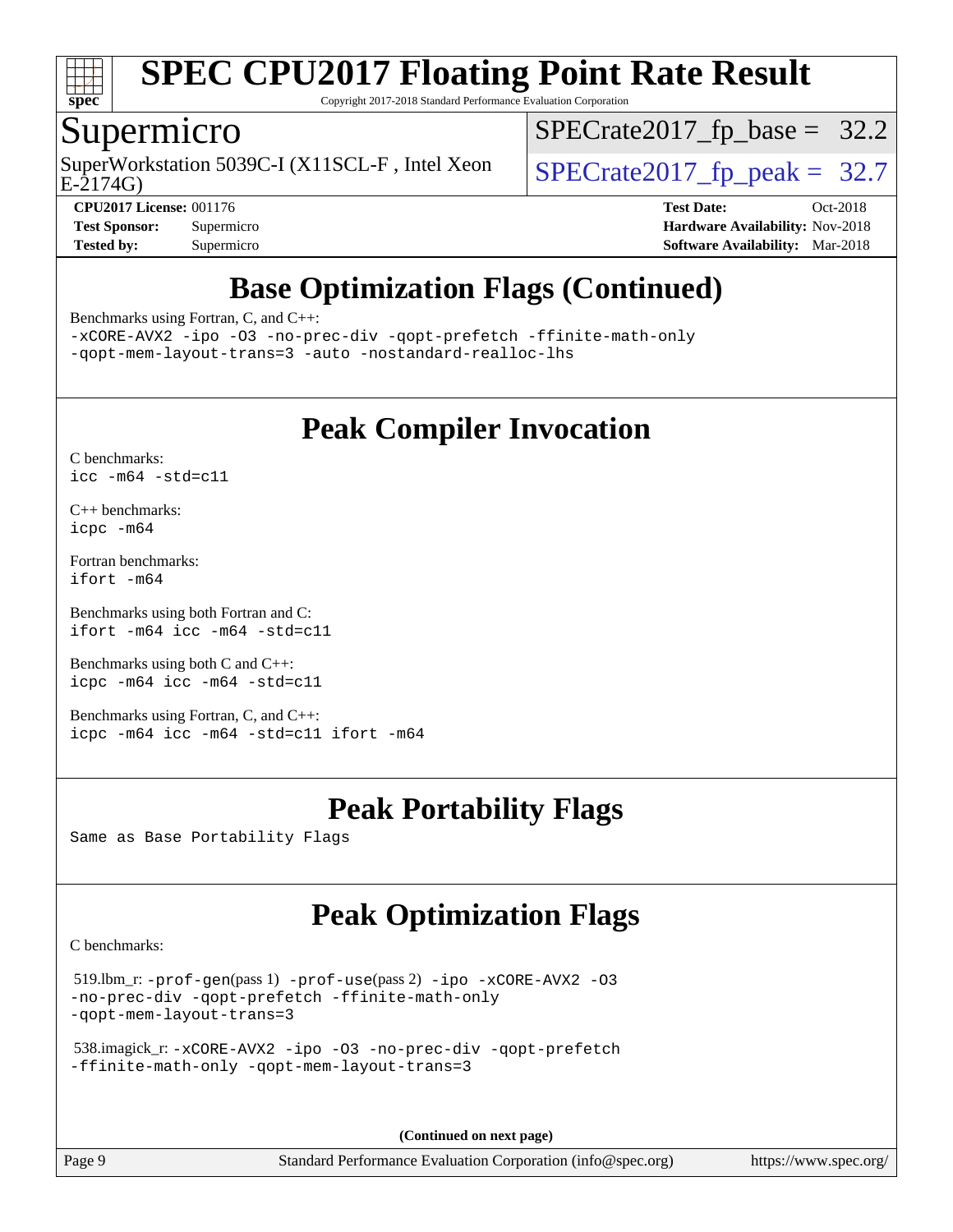## Base Optimization Flags (Continued)

Benchmarks using Fortran, C, and C++:

```
-xCORE-AVX2 -ipo -O3 -no-prec-div -qopt-prefetch -ffinite-math-only
-qopt-mem-layout-trans=3 -auto -nostandard-realloc-lhs
```

## Peak Compiler Invocation

C benchmarks:

```
icc -m64 -std=c11
```

C++ benchmarks:

```
icpc -m64
```

Fortran benchmarks:

```
ifort -m64
```

Benchmarks using both Fortran and C:

```
ifort -m64 icc -m64 -std=c11
```

Benchmarks using both C and C++:

```
icpc -m64 icc -m64 -std=c11
```

Benchmarks using Fortran, C, and C++:

```
icpc -m64 icc -m64 -std=c11 ifort -m64
```

## Peak Portability Flags

Same as Base Portability Flags

## Peak Optimization Flags

C benchmarks:

519.lbm_r: -prof-gen(pass 1) -prof-use(pass 2) -ipo -xCORE-AVX2 -O3 -no-prec-div -qopt-prefetch -ffinite-math-only -qopt-mem-layout-trans=3

538.imagick_r: -xCORE-AVX2 -ipo -O3 -no-prec-div -qopt-prefetch -ffinite-math-only -qopt-mem-layout-trans=3

**(Continued on next page)**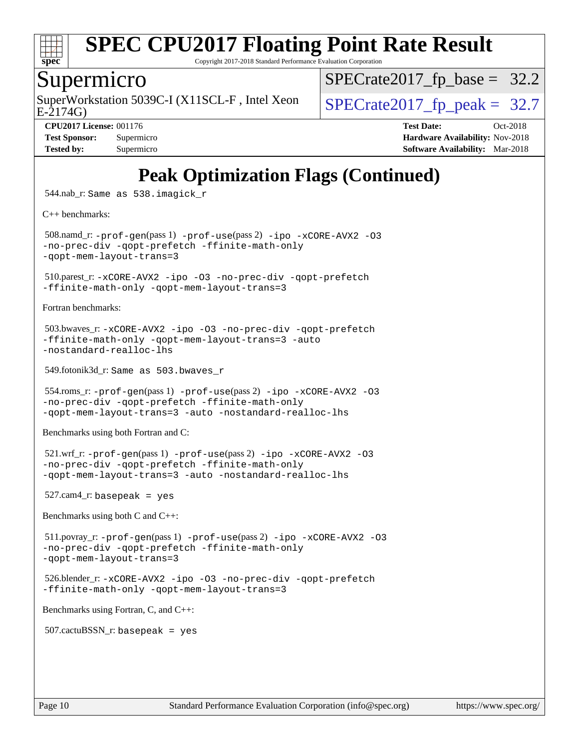# SPEC CPU2017 Floating Point Rate Result

Copyright 2017-2018 Standard Performance Evaluation Corporation

## Supermicro

SuperWorkstation 5039C-I (X11SCL-F , Intel Xeon E-2174G)

SPECrate2017_fp_base = 32.2

SPECrate2017_fp_peak = 32.7

**CPU2017 License:** 001176
**Test Sponsor:** Supermicro
**Tested by:** Supermicro

**Test Date:** Oct-2018
**Hardware Availability:** Nov-2018
**Software Availability:** Mar-2018

# Peak Optimization Flags (Continued)

544.nab_r: Same as 538.imagick_r

C++ benchmarks:

508.namd_r: -prof-gen(pass 1) -prof-use(pass 2) -ipo -xCORE-AVX2 -O3 -no-prec-div -qopt-prefetch -ffinite-math-only -qopt-mem-layout-trans=3

510.parest_r: -xCORE-AVX2 -ipo -O3 -no-prec-div -qopt-prefetch -ffinite-math-only -qopt-mem-layout-trans=3

Fortran benchmarks:

503.bwaves_r: -xCORE-AVX2 -ipo -O3 -no-prec-div -qopt-prefetch -ffinite-math-only -qopt-mem-layout-trans=3 -auto -nostandard-realloc-lhs

549.fotonik3d_r: Same as 503.bwaves_r

554.roms_r: -prof-gen(pass 1) -prof-use(pass 2) -ipo -xCORE-AVX2 -O3 -no-prec-div -qopt-prefetch -ffinite-math-only -qopt-mem-layout-trans=3 -auto -nostandard-realloc-lhs

Benchmarks using both Fortran and C:

521.wrf_r: -prof-gen(pass 1) -prof-use(pass 2) -ipo -xCORE-AVX2 -O3 -no-prec-div -qopt-prefetch -ffinite-math-only -qopt-mem-layout-trans=3 -auto -nostandard-realloc-lhs

527.cam4_r: basepeak = yes

Benchmarks using both C and C++:

511.povray_r: -prof-gen(pass 1) -prof-use(pass 2) -ipo -xCORE-AVX2 -O3 -no-prec-div -qopt-prefetch -ffinite-math-only -qopt-mem-layout-trans=3

526.blender_r: -xCORE-AVX2 -ipo -O3 -no-prec-div -qopt-prefetch -ffinite-math-only -qopt-mem-layout-trans=3

Benchmarks using Fortran, C, and C++:

507.cactuBSSN_r: basepeak = yes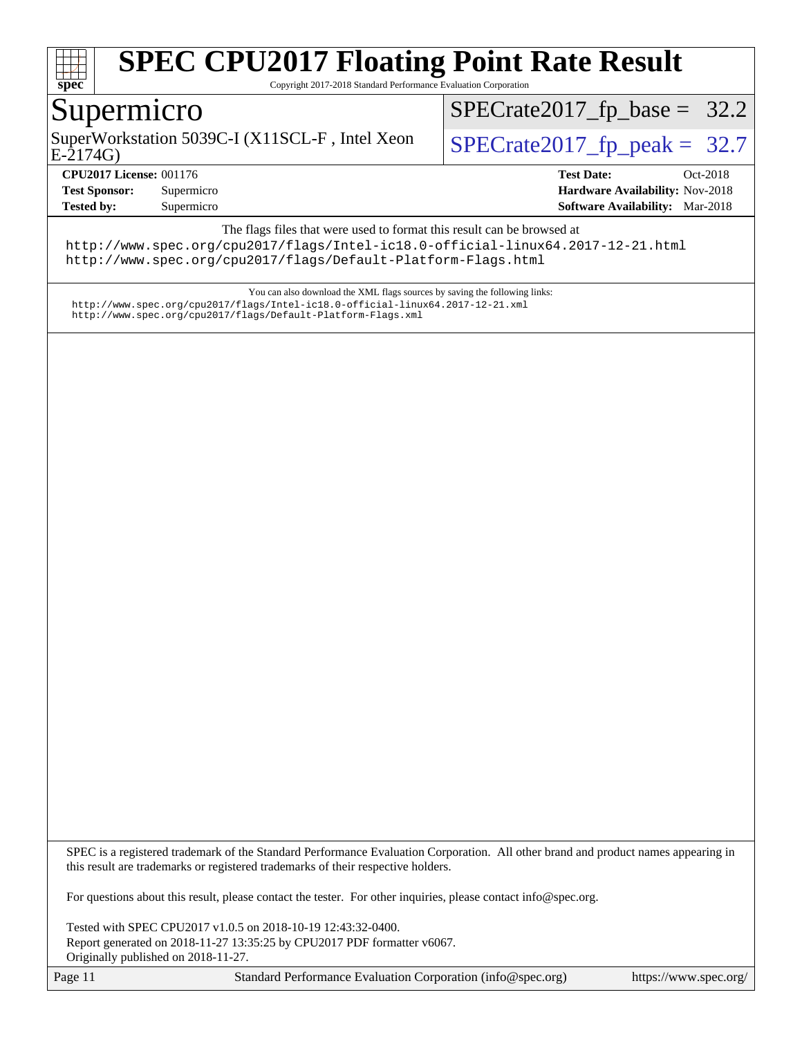# SPEC CPU2017 Floating Point Rate Result

Copyright 2017-2018 Standard Performance Evaluation Corporation

## Supermicro

SuperWorkstation 5039C-I (X11SCL-F , Intel Xeon E-2174G)

SPECrate2017_fp_base = 32.2

SPECrate2017_fp_peak = 32.7

**CPU2017 License:** 001176
**Test Sponsor:** Supermicro
**Tested by:** Supermicro

**Test Date:** Oct-2018
**Hardware Availability:** Nov-2018
**Software Availability:** Mar-2018

The flags files that were used to format this result can be browsed at

http://www.spec.org/cpu2017/flags/Intel-ic18.0-official-linux64.2017-12-21.html
http://www.spec.org/cpu2017/flags/Default-Platform-Flags.html

You can also download the XML flags sources by saving the following links:

http://www.spec.org/cpu2017/flags/Intel-ic18.0-official-linux64.2017-12-21.xml
http://www.spec.org/cpu2017/flags/Default-Platform-Flags.xml

SPEC is a registered trademark of the Standard Performance Evaluation Corporation. All other brand and product names appearing in this result are trademarks or registered trademarks of their respective holders.

For questions about this result, please contact the tester. For other inquiries, please contact info@spec.org.

Tested with SPEC CPU2017 v1.0.5 on 2018-10-19 12:43:32-0400.
Report generated on 2018-11-27 13:35:25 by CPU2017 PDF formatter v6067.
Originally published on 2018-11-27.